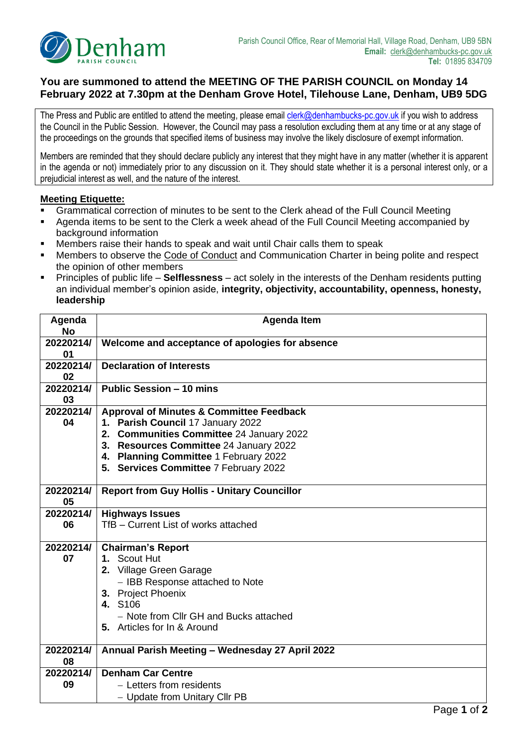Denham PARISH COUNCIL

Parish Council Office, Rear of Memorial Hall, Village Road, Denham, UB9 5BN
**Email:** clerk@denhambucks-pc.gov.uk
**Tel:** 01895 834709

## You are summoned to attend the MEETING OF THE PARISH COUNCIL on Monday 14 February 2022 at 7.30pm at the Denham Grove Hotel, Tilehouse Lane, Denham, UB9 5DG

The Press and Public are entitled to attend the meeting, please email clerk@denhambucks-pc.gov.uk if you wish to address the Council in the Public Session. However, the Council may pass a resolution excluding them at any time or at any stage of the proceedings on the grounds that specified items of business may involve the likely disclosure of exempt information.

Members are reminded that they should declare publicly any interest that they might have in any matter (whether it is apparent in the agenda or not) immediately prior to any discussion on it. They should state whether it is a personal interest only, or a prejudicial interest as well, and the nature of the interest.

**Meeting Etiquette:**

- Grammatical correction of minutes to be sent to the Clerk ahead of the Full Council Meeting
- Agenda items to be sent to the Clerk a week ahead of the Full Council Meeting accompanied by background information
- Members raise their hands to speak and wait until Chair calls them to speak
- Members to observe the Code of Conduct and Communication Charter in being polite and respect the opinion of other members
- Principles of public life – **Selflessness** – act solely in the interests of the Denham residents putting an individual member's opinion aside, **integrity, objectivity, accountability, openness, honesty, leadership**

| Agenda No | Agenda Item |
|---|---|
| 20220214/01 | **Welcome and acceptance of apologies for absence** |
| 20220214/02 | **Declaration of Interests** |
| 20220214/03 | **Public Session – 10 mins** |
| 20220214/04 | **Approval of Minutes & Committee Feedback**<br>1. **Parish Council** 17 January 2022<br>2. **Communities Committee** 24 January 2022<br>3. **Resources Committee** 24 January 2022<br>4. **Planning Committee** 1 February 2022<br>5. **Services Committee** 7 February 2022 |
| 20220214/05 | **Report from Guy Hollis - Unitary Councillor** |
| 20220214/06 | **Highways Issues**<br>TfB – Current List of works attached |
| 20220214/07 | **Chairman's Report**<br>1. Scout Hut<br>2. Village Green Garage<br>– IBB Response attached to Note<br>3. Project Phoenix<br>4. S106<br>– Note from Cllr GH and Bucks attached<br>5. Articles for In & Around |
| 20220214/08 | **Annual Parish Meeting – Wednesday 27 April 2022** |
| 20220214/09 | **Denham Car Centre**<br>– Letters from residents<br>– Update from Unitary Cllr PB |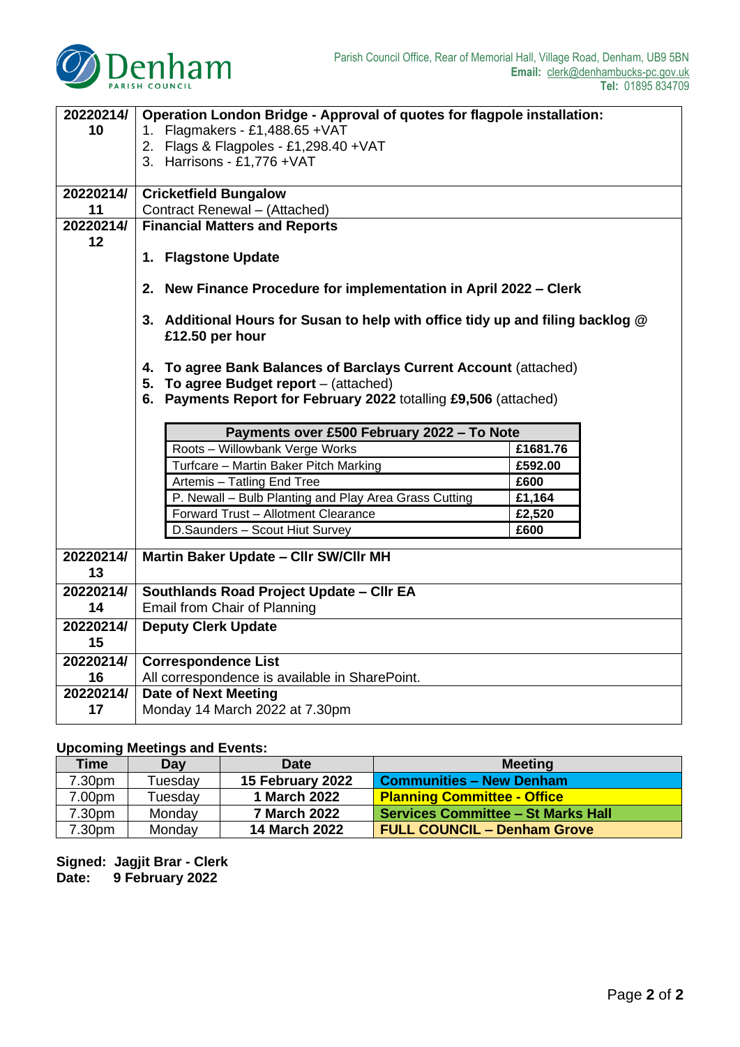Parish Council Office, Rear of Memorial Hall, Village Road, Denham, UB9 5BN
**Email:** clerk@denhambucks-pc.gov.uk
**Tel:** 01895 834709

| | |
|---|---|
| 20220214/10 | **Operation London Bridge - Approval of quotes for flagpole installation:**<br>1. Flagmakers - £1,488.65 +VAT<br>2. Flags & Flagpoles - £1,298.40 +VAT<br>3. Harrisons - £1,776 +VAT |
| 20220214/11 | **Cricketfield Bungalow**<br>Contract Renewal – (Attached) |
| 20220214/12 | **Financial Matters and Reports**<br>1. **Flagstone Update**<br>2. **New Finance Procedure for implementation in April 2022 – Clerk**<br>3. **Additional Hours for Susan to help with office tidy up and filing backlog @ £12.50 per hour**<br>4. **To agree Bank Balances of Barclays Current Account** (attached)<br>5. **To agree Budget report** – (attached)<br>6. **Payments Report for February 2022** totalling **£9,506** (attached) |
| 20220214/13 | **Martin Baker Update – Cllr SW/Cllr MH** |
| 20220214/14 | **Southlands Road Project Update – Cllr EA**<br>Email from Chair of Planning |
| 20220214/15 | **Deputy Clerk Update** |
| 20220214/16 | **Correspondence List**<br>All correspondence is available in SharePoint. |
| 20220214/17 | **Date of Next Meeting**<br>Monday 14 March 2022 at 7.30pm |

| Payments over £500 February 2022 – To Note | |
|---|---|
| Roots – Willowbank Verge Works | £1681.76 |
| Turfcare – Martin Baker Pitch Marking | £592.00 |
| Artemis – Tatling End Tree | £600 |
| P. Newall – Bulb Planting and Play Area Grass Cutting | £1,164 |
| Forward Trust – Allotment Clearance | £2,520 |
| D.Saunders – Scout Hiut Survey | £600 |

**Upcoming Meetings and Events:**

| Time | Day | Date | Meeting |
|---|---|---|---|
| 7.30pm | Tuesday | **15 February 2022** | **Communities – New Denham** |
| 7.00pm | Tuesday | **1 March 2022** | **Planning Committee - Office** |
| 7.30pm | Monday | **7 March 2022** | **Services Committee – St Marks Hall** |
| 7.30pm | Monday | **14 March 2022** | **FULL COUNCIL – Denham Grove** |

**Signed: Jagjit Brar - Clerk**
**Date: 9 February 2022**